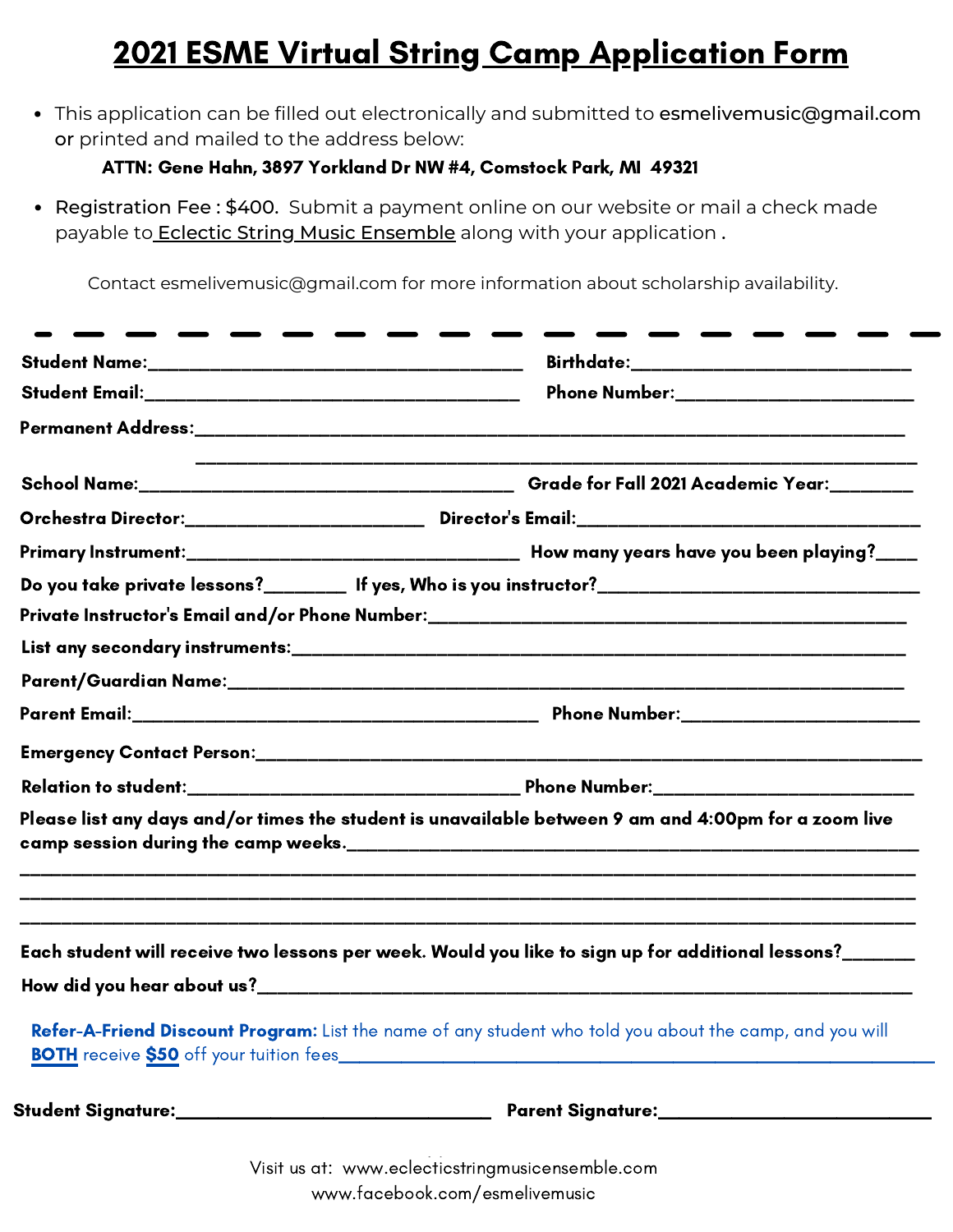# 2021 ESME Virtual String Camp Application Form

- This application can be filled out electronically and submitted to esmelivemusic@gmail.com or printed and mailed to the address below:

  **ATTN: Gene Hahn, 3897 Yorkland Dr NW #4, Comstock Park, MI 49321**

- Registration Fee : $400. Submit a payment online on our website or mail a check made payable to Eclectic String Music Ensemble along with your application .

Contact esmelivemusic@gmail.com for more information about scholarship availability.

---

**Student Name:**_______________________________________ **Birthdate:**___________________________

**Student Email:**_______________________________________ **Phone Number:**_______________________

**Permanent Address:**__________________________________________________________________________

__________________________________________________________________________

**School Name:**_______________________________________ **Grade for Fall 2021 Academic Year:**________

**Orchestra Director:**________________________ **Director's Email:**____________________________________

**Primary Instrument:**__________________________________ **How many years have you been playing?**____

**Do you take private lessons?**________ **If yes, Who is you instructor?**_______________________________

**Private Instructor's Email and/or Phone Number:**______________________________________________

**List any secondary instruments:**_____________________________________________________________

**Parent/Guardian Name:**______________________________________________________________________

**Parent Email:**__________________________________________ **Phone Number:**_______________________

**Emergency Contact Person:**__________________________________________________________________

**Relation to student:**__________________________________ **Phone Number:**_________________________

**Please list any days and/or times the student is unavailable between 9 am and 4:00pm for a zoom live camp session during the camp weeks.**__________________________________________________

__________________________________________________________________________________________

__________________________________________________________________________________________

__________________________________________________________________________________________

**Each student will receive two lessons per week. Would you like to sign up for additional lessons?**_______

**How did you hear about us?**__________________________________________________________________

**Refer-A-Friend Discount Program:** List the name of any student who told you about the camp, and you will **BOTH** receive **$50** off your tuition fees_______________________________________________________

**Student Signature:**_______________________________ **Parent Signature:**___________________________

Visit us at: www.eclecticstringmusicensemble.com
www.facebook.com/esmelivemusic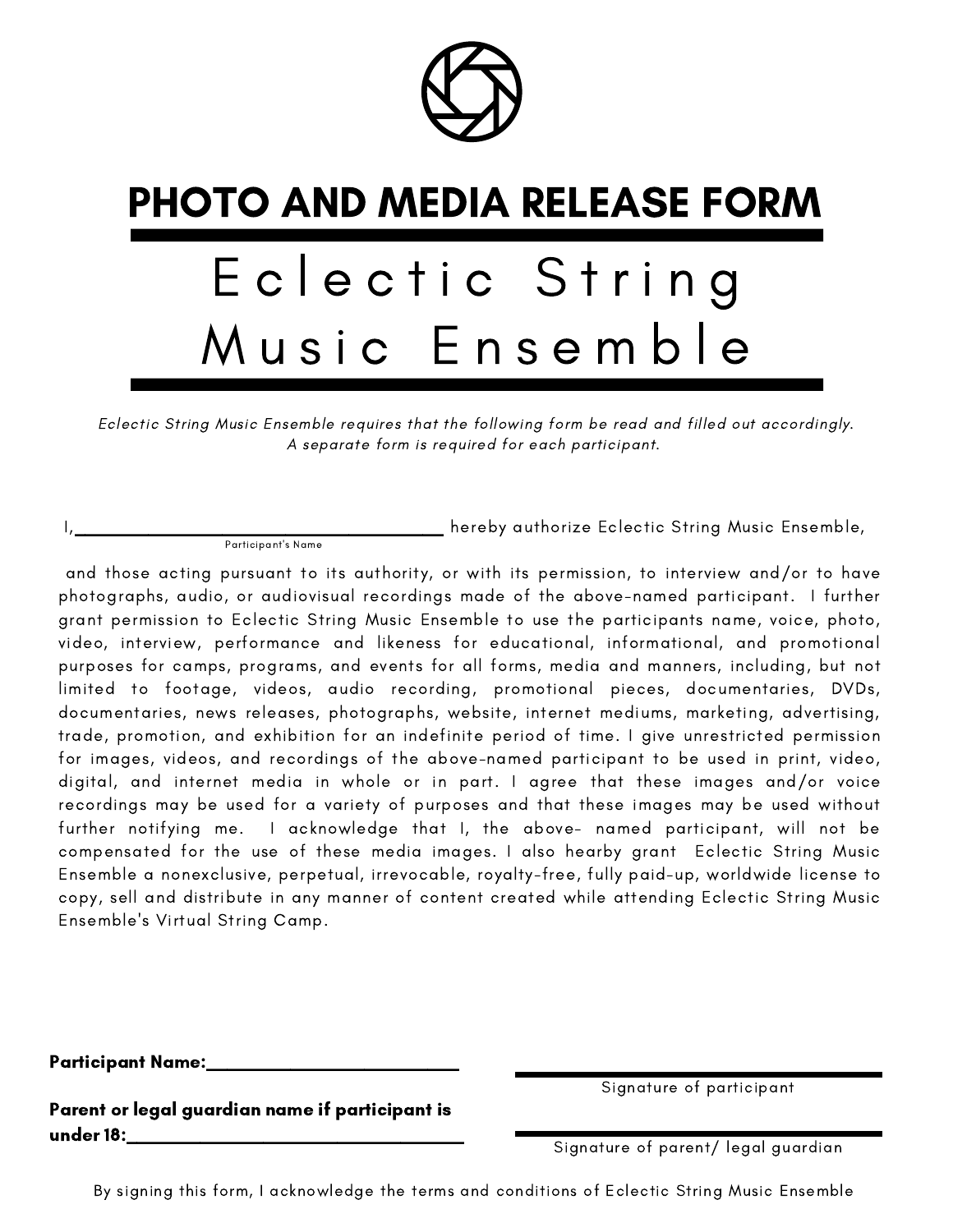# PHOTO AND MEDIA RELEASE FORM

## Eclectic String Music Ensemble

*Eclectic String Music Ensemble requires that the following form be read and filled out accordingly.*
*A separate form is required for each participant.*

I,\_\_\_\_\_\_\_\_\_\_\_\_\_\_\_\_\_\_\_\_\_\_\_\_\_\_\_\_\_\_\_\_\_\_\_ hereby authorize Eclectic String Music Ensemble,
Participant's Name

and those acting pursuant to its authority, or with its permission, to interview and/or to have photographs, audio, or audiovisual recordings made of the above-named participant. I further grant permission to Eclectic String Music Ensemble to use the participants name, voice, photo, video, interview, performance and likeness for educational, informational, and promotional purposes for camps, programs, and events for all forms, media and manners, including, but not limited to footage, videos, audio recording, promotional pieces, documentaries, DVDs, documentaries, news releases, photographs, website, internet mediums, marketing, advertising, trade, promotion, and exhibition for an indefinite period of time. I give unrestricted permission for images, videos, and recordings of the above-named participant to be used in print, video, digital, and internet media in whole or in part. I agree that these images and/or voice recordings may be used for a variety of purposes and that these images may be used without further notifying me. I acknowledge that I, the above- named participant, will not be compensated for the use of these media images. I also hearby grant Eclectic String Music Ensemble a nonexclusive, perpetual, irrevocable, royalty-free, fully paid-up, worldwide license to copy, sell and distribute in any manner of content created while attending Eclectic String Music Ensemble's Virtual String Camp.

**Participant Name:**\_\_\_\_\_\_\_\_\_\_\_\_\_\_\_\_\_\_\_\_\_\_\_\_\_\_

\_\_\_\_\_\_\_\_\_\_\_\_\_\_\_\_\_\_\_\_\_\_\_\_\_\_\_\_\_\_\_\_\_\_\_
Signature of participant

**Parent or legal guardian name if participant is under 18:**\_\_\_\_\_\_\_\_\_\_\_\_\_\_\_\_\_\_\_\_\_\_\_\_\_\_\_\_\_\_\_\_\_\_\_

\_\_\_\_\_\_\_\_\_\_\_\_\_\_\_\_\_\_\_\_\_\_\_\_\_\_\_\_\_\_\_\_\_\_\_
Signature of parent/ legal guardian

By signing this form, I acknowledge the terms and conditions of Eclectic String Music Ensemble